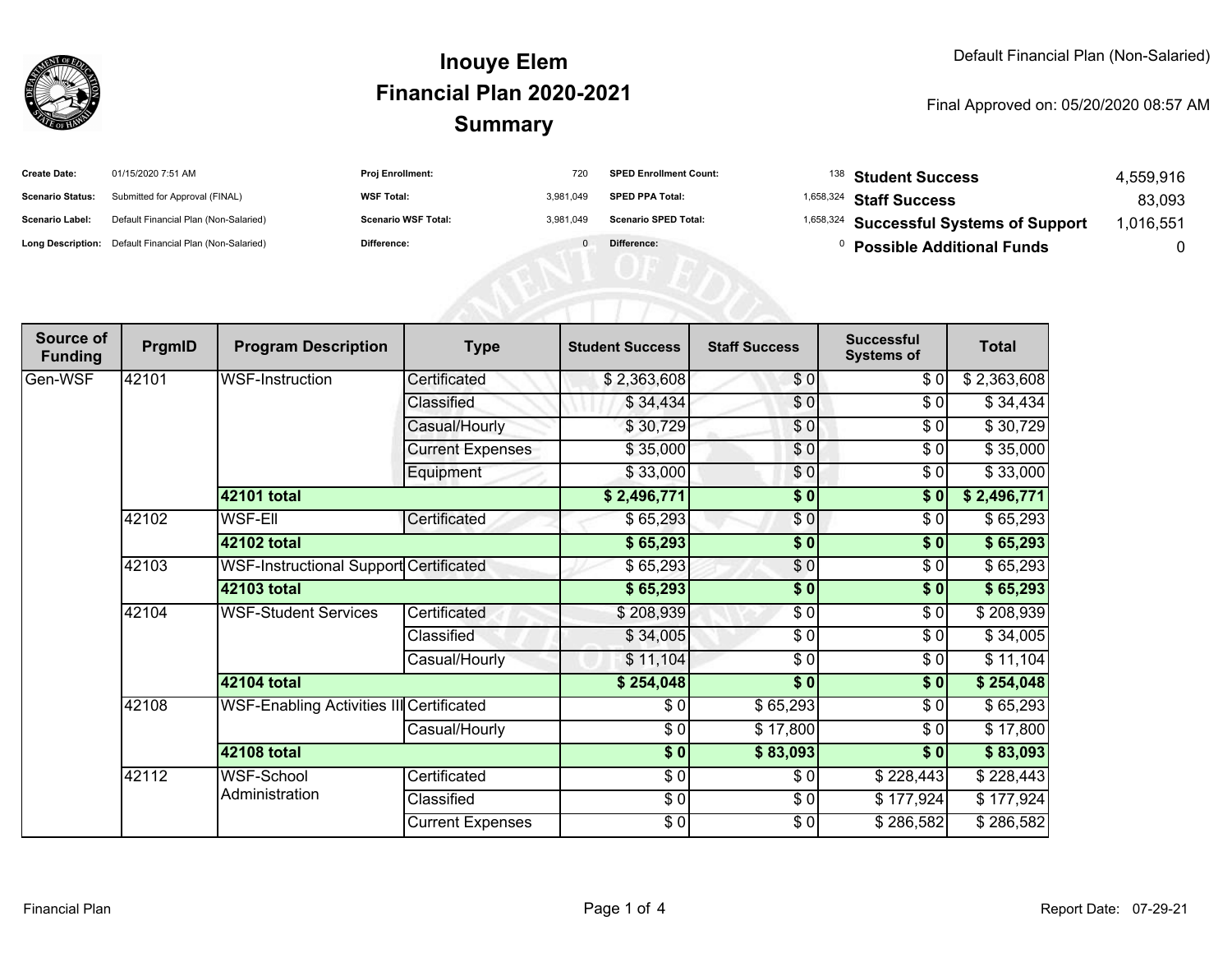# Inouye Elem
## Financial Plan 2020-2021
## Summary

Default Financial Plan (Non-Salaried)

Final Approved on: 05/20/2020 08:57 AM

| | | | | | | | |
|---|---|---|---|---|---|---|---|
| **Create Date:** | 01/15/2020 7:51 AM | **Proj Enrollment:** | 720 | **SPED Enrollment Count:** | 138 | **Student Success** | 4,559,916 |
| **Scenario Status:** | Submitted for Approval (FINAL) | **WSF Total:** | 3,981,049 | **SPED PPA Total:** | 1,658,324 | **Staff Success** | 83,093 |
| **Scenario Label:** | Default Financial Plan (Non-Salaried) | **Scenario WSF Total:** | 3,981,049 | **Scenario SPED Total:** | 1,658,324 | **Successful Systems of Support** | 1,016,551 |
| **Long Description:** | Default Financial Plan (Non-Salaried) | **Difference:** | 0 | **Difference:** | 0 | **Possible Additional Funds** | 0 |

| Source of Funding | PrgmID | Program Description | Type | Student Success | Staff Success | Successful Systems of | Total |
|---|---|---|---|---|---|---|---|
| Gen-WSF | 42101 | WSF-Instruction | Certificated | $ 2,363,608 | $ 0 | $ 0 | $ 2,363,608 |
| | | | Classified | $ 34,434 | $ 0 | $ 0 | $ 34,434 |
| | | | Casual/Hourly | $ 30,729 | $ 0 | $ 0 | $ 30,729 |
| | | | Current Expenses | $ 35,000 | $ 0 | $ 0 | $ 35,000 |
| | | | Equipment | $ 33,000 | $ 0 | $ 0 | $ 33,000 |
| | | **42101 total** | | **$ 2,496,771** | **$ 0** | **$ 0** | **$ 2,496,771** |
| | 42102 | WSF-Ell | Certificated | $ 65,293 | $ 0 | $ 0 | $ 65,293 |
| | | **42102 total** | | **$ 65,293** | **$ 0** | **$ 0** | **$ 65,293** |
| | 42103 | WSF-Instructional Support | Certificated | $ 65,293 | $ 0 | $ 0 | $ 65,293 |
| | | **42103 total** | | **$ 65,293** | **$ 0** | **$ 0** | **$ 65,293** |
| | 42104 | WSF-Student Services | Certificated | $ 208,939 | $ 0 | $ 0 | $ 208,939 |
| | | | Classified | $ 34,005 | $ 0 | $ 0 | $ 34,005 |
| | | | Casual/Hourly | $ 11,104 | $ 0 | $ 0 | $ 11,104 |
| | | **42104 total** | | **$ 254,048** | **$ 0** | **$ 0** | **$ 254,048** |
| | 42108 | WSF-Enabling Activities III | Certificated | $ 0 | $ 65,293 | $ 0 | $ 65,293 |
| | | | Casual/Hourly | $ 0 | $ 17,800 | $ 0 | $ 17,800 |
| | | **42108 total** | | **$ 0** | **$ 83,093** | **$ 0** | **$ 83,093** |
| | 42112 | WSF-School Administration | Certificated | $ 0 | $ 0 | $ 228,443 | $ 228,443 |
| | | | Classified | $ 0 | $ 0 | $ 177,924 | $ 177,924 |
| | | | Current Expenses | $ 0 | $ 0 | $ 286,582 | $ 286,582 |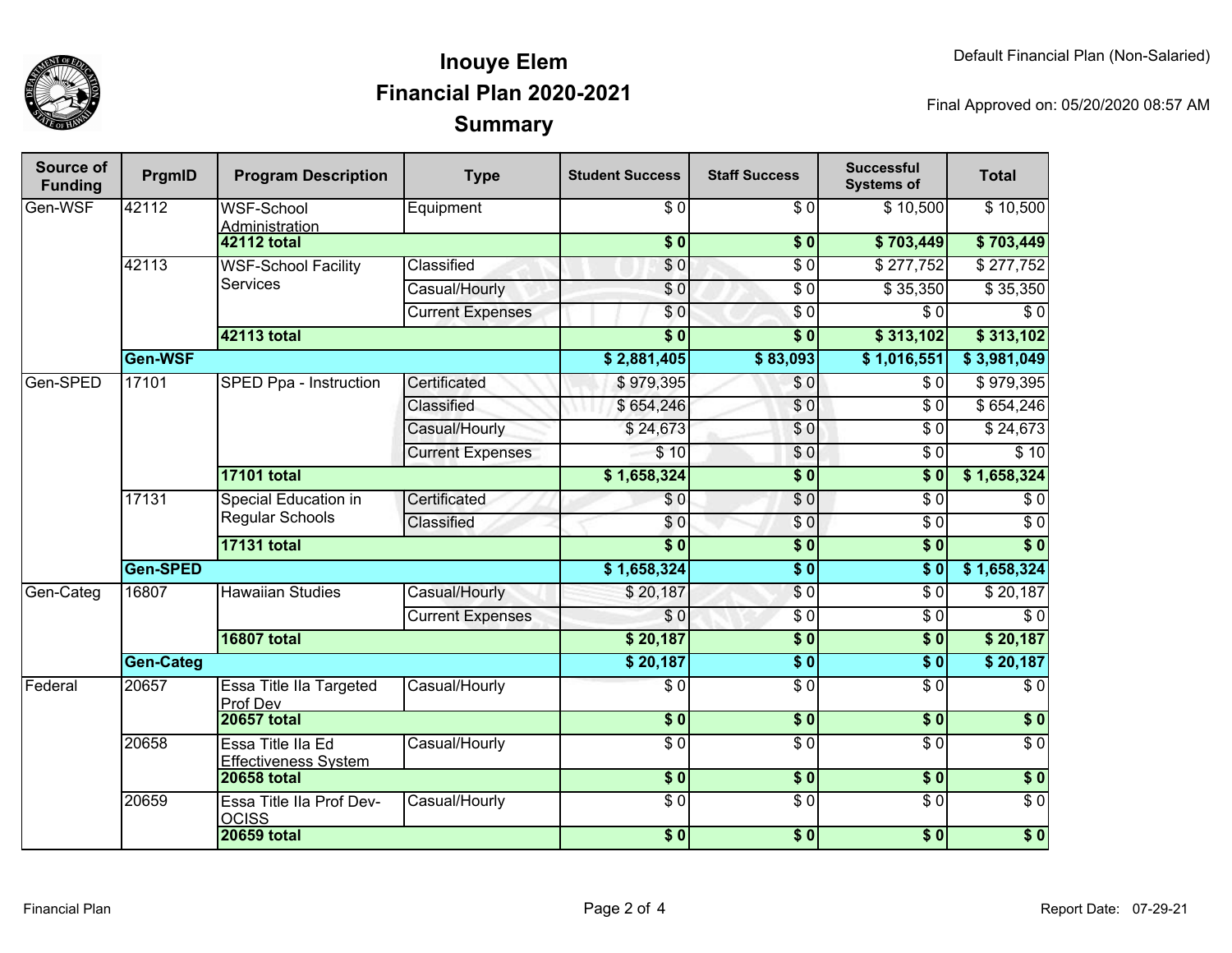# Inouye Elem
## Financial Plan 2020-2021
## Summary

Default Financial Plan (Non-Salaried)

Final Approved on: 05/20/2020 08:57 AM

| Source of Funding | PrgmID | Program Description | Type | Student Success | Staff Success | Successful Systems of | Total |
|---|---|---|---|---|---|---|---|
| Gen-WSF | 42112 | WSF-School Administration | Equipment | $ 0 | $ 0 | $ 10,500 | $ 10,500 |
| | | **42112 total** | | **$ 0** | **$ 0** | **$ 703,449** | **$ 703,449** |
| | 42113 | WSF-School Facility Services | Classified | $ 0 | $ 0 | $ 277,752 | $ 277,752 |
| | | | Casual/Hourly | $ 0 | $ 0 | $ 35,350 | $ 35,350 |
| | | | Current Expenses | $ 0 | $ 0 | $ 0 | $ 0 |
| | | **42113 total** | | **$ 0** | **$ 0** | **$ 313,102** | **$ 313,102** |
| | **Gen-WSF** | | | **$ 2,881,405** | **$ 83,093** | **$ 1,016,551** | **$ 3,981,049** |
| Gen-SPED | 17101 | SPED Ppa - Instruction | Certificated | $ 979,395 | $ 0 | $ 0 | $ 979,395 |
| | | | Classified | $ 654,246 | $ 0 | $ 0 | $ 654,246 |
| | | | Casual/Hourly | $ 24,673 | $ 0 | $ 0 | $ 24,673 |
| | | | Current Expenses | $ 10 | $ 0 | $ 0 | $ 10 |
| | | **17101 total** | | **$ 1,658,324** | **$ 0** | **$ 0** | **$ 1,658,324** |
| | 17131 | Special Education in Regular Schools | Certificated | $ 0 | $ 0 | $ 0 | $ 0 |
| | | | Classified | $ 0 | $ 0 | $ 0 | $ 0 |
| | | **17131 total** | | **$ 0** | **$ 0** | **$ 0** | **$ 0** |
| | **Gen-SPED** | | | **$ 1,658,324** | **$ 0** | **$ 0** | **$ 1,658,324** |
| Gen-Categ | 16807 | Hawaiian Studies | Casual/Hourly | $ 20,187 | $ 0 | $ 0 | $ 20,187 |
| | | | Current Expenses | $ 0 | $ 0 | $ 0 | $ 0 |
| | | **16807 total** | | **$ 20,187** | **$ 0** | **$ 0** | **$ 20,187** |
| | **Gen-Categ** | | | **$ 20,187** | **$ 0** | **$ 0** | **$ 20,187** |
| Federal | 20657 | Essa Title IIa Targeted Prof Dev | Casual/Hourly | $ 0 | $ 0 | $ 0 | $ 0 |
| | | **20657 total** | | **$ 0** | **$ 0** | **$ 0** | **$ 0** |
| | 20658 | Essa Title IIa Ed Effectiveness System | Casual/Hourly | $ 0 | $ 0 | $ 0 | $ 0 |
| | | **20658 total** | | **$ 0** | **$ 0** | **$ 0** | **$ 0** |
| | 20659 | Essa Title IIa Prof Dev-OCISS | Casual/Hourly | $ 0 | $ 0 | $ 0 | $ 0 |
| | | **20659 total** | | **$ 0** | **$ 0** | **$ 0** | **$ 0** |

Report Date: 07-29-21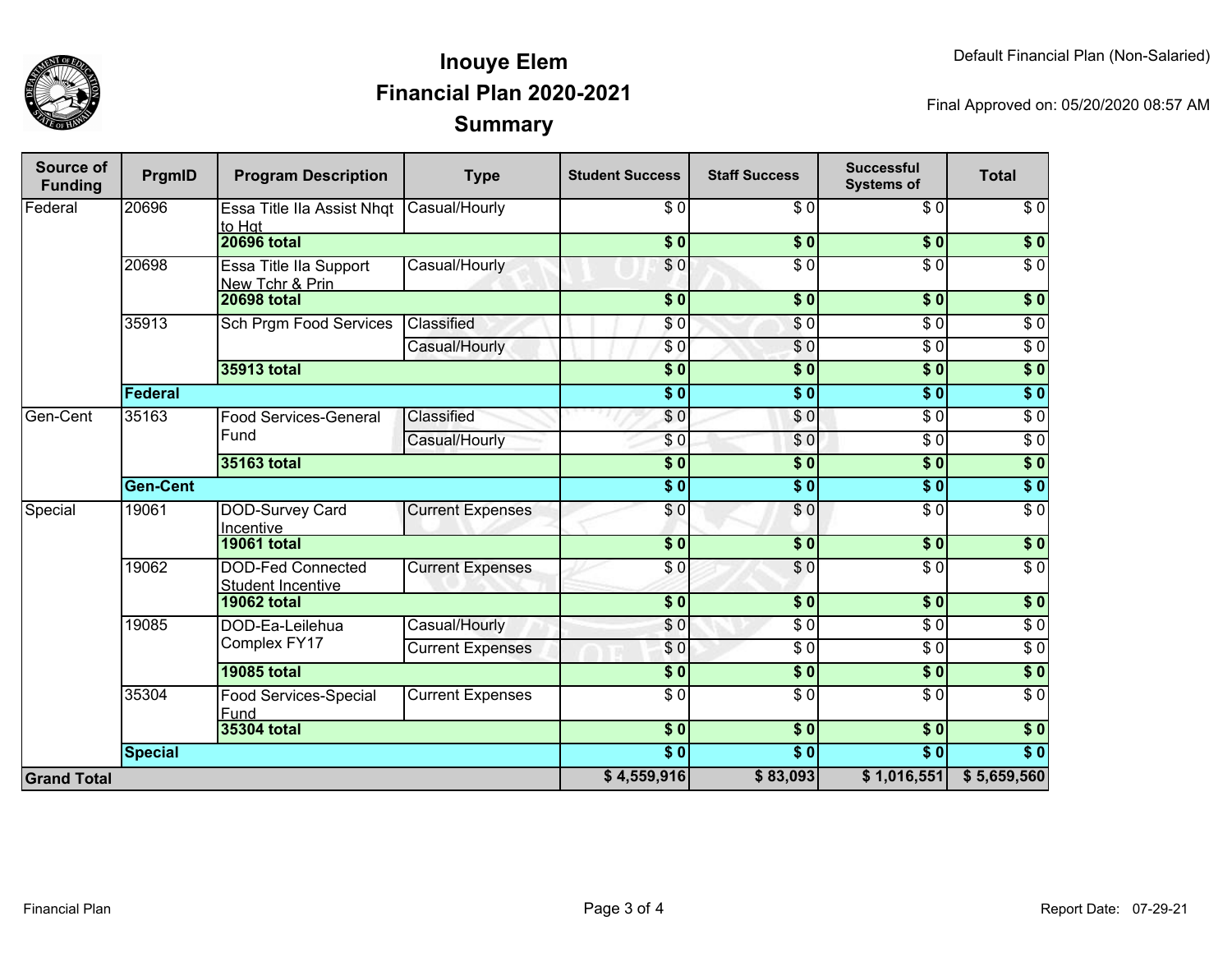# Inouye Elem
## Financial Plan 2020-2021
## Summary

Default Financial Plan (Non-Salaried)

Final Approved on: 05/20/2020 08:57 AM

| Source of Funding | PrgmID | Program Description | Type | Student Success | Staff Success | Successful Systems of | Total |
|---|---|---|---|---|---|---|---|
| Federal | 20696 | Essa Title IIa Assist Nhqt to Hqt | Casual/Hourly | $ 0 | $ 0 | $ 0 | $ 0 |
| | | **20696 total** | | **$ 0** | **$ 0** | **$ 0** | **$ 0** |
| | 20698 | Essa Title IIa Support New Tchr & Prin | Casual/Hourly | $ 0 | $ 0 | $ 0 | $ 0 |
| | | **20698 total** | | **$ 0** | **$ 0** | **$ 0** | **$ 0** |
| | 35913 | Sch Prgm Food Services | Classified | $ 0 | $ 0 | $ 0 | $ 0 |
| | | | Casual/Hourly | $ 0 | $ 0 | $ 0 | $ 0 |
| | | **35913 total** | | **$ 0** | **$ 0** | **$ 0** | **$ 0** |
| | **Federal** | | | **$ 0** | **$ 0** | **$ 0** | **$ 0** |
| Gen-Cent | 35163 | Food Services-General Fund | Classified | $ 0 | $ 0 | $ 0 | $ 0 |
| | | | Casual/Hourly | $ 0 | $ 0 | $ 0 | $ 0 |
| | | **35163 total** | | **$ 0** | **$ 0** | **$ 0** | **$ 0** |
| | **Gen-Cent** | | | **$ 0** | **$ 0** | **$ 0** | **$ 0** |
| Special | 19061 | DOD-Survey Card Incentive | Current Expenses | $ 0 | $ 0 | $ 0 | $ 0 |
| | | **19061 total** | | **$ 0** | **$ 0** | **$ 0** | **$ 0** |
| | 19062 | DOD-Fed Connected Student Incentive | Current Expenses | $ 0 | $ 0 | $ 0 | $ 0 |
| | | **19062 total** | | **$ 0** | **$ 0** | **$ 0** | **$ 0** |
| | 19085 | DOD-Ea-Leilehua Complex FY17 | Casual/Hourly | $ 0 | $ 0 | $ 0 | $ 0 |
| | | | Current Expenses | $ 0 | $ 0 | $ 0 | $ 0 |
| | | **19085 total** | | **$ 0** | **$ 0** | **$ 0** | **$ 0** |
| | 35304 | Food Services-Special Fund | Current Expenses | $ 0 | $ 0 | $ 0 | $ 0 |
| | | **35304 total** | | **$ 0** | **$ 0** | **$ 0** | **$ 0** |
| | **Special** | | | **$ 0** | **$ 0** | **$ 0** | **$ 0** |
| **Grand Total** | | | | **$ 4,559,916** | **$ 83,093** | **$ 1,016,551** | **$ 5,659,560** |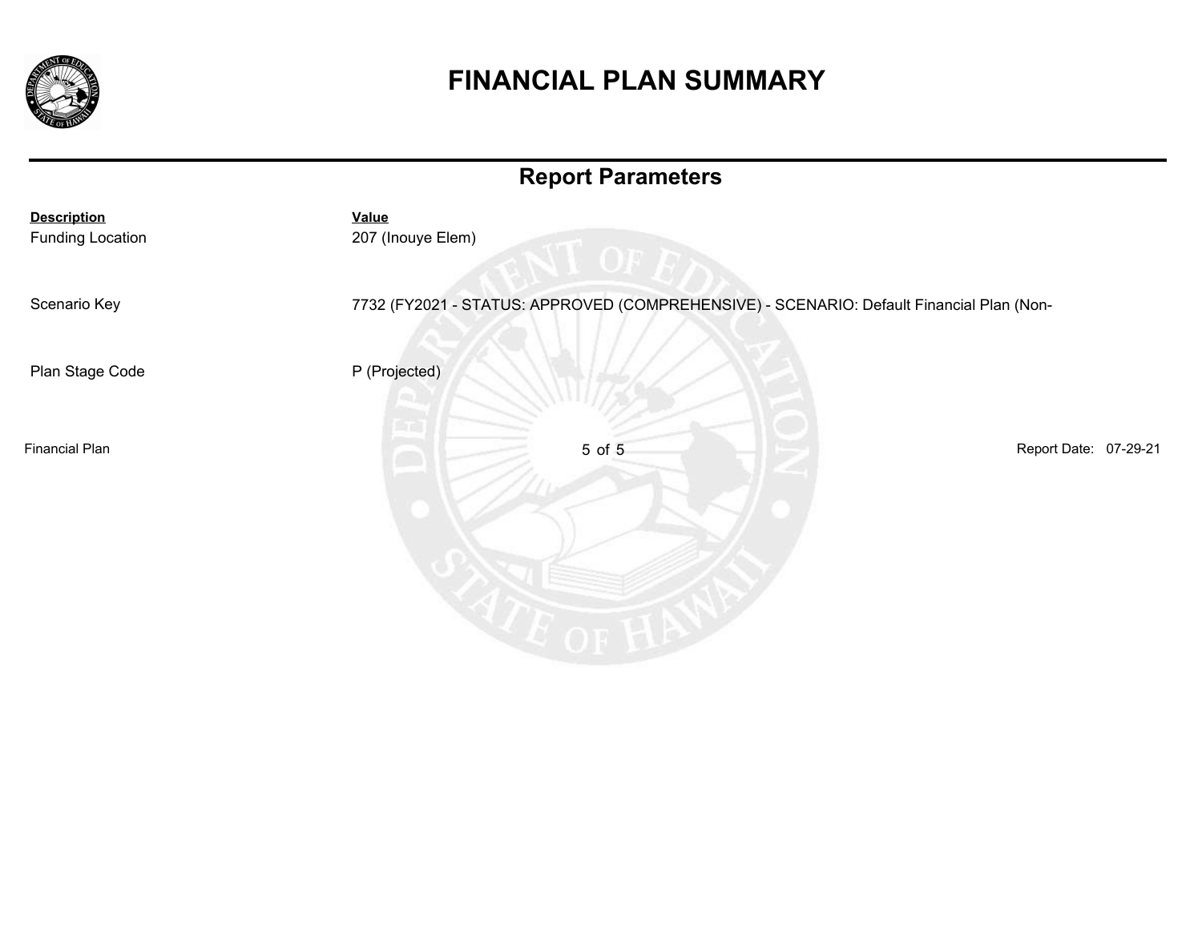# FINANCIAL PLAN SUMMARY

## Report Parameters

| Description | Value |
|---|---|
| Funding Location | 207 (Inouye Elem) |
| Scenario Key | 7732 (FY2021 - STATUS: APPROVED (COMPREHENSIVE) - SCENARIO: Default Financial Plan (Non- |
| Plan Stage Code | P (Projected) |

Financial Plan

Report Date: 07-29-21